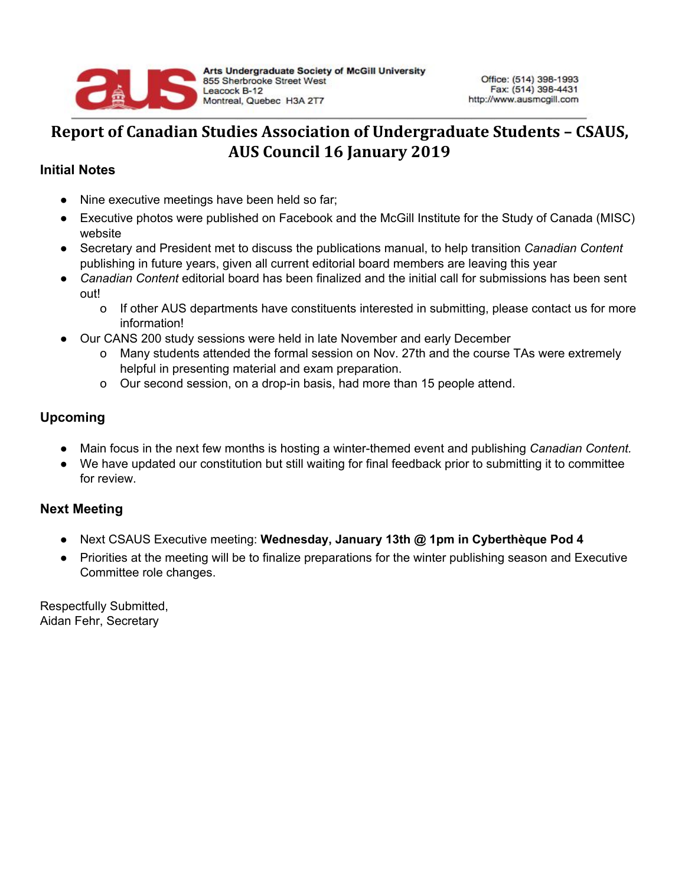Arts Undergraduate Society of McGill University
855 Sherbrooke Street West
Leacock B-12
Montreal, Quebec H3A 2T7

Office: (514) 398-1993
Fax: (514) 398-4431
http://www.ausmcgill.com

# Report of Canadian Studies Association of Undergraduate Students – CSAUS, AUS Council 16 January 2019

## Initial Notes

- Nine executive meetings have been held so far;
- Executive photos were published on Facebook and the McGill Institute for the Study of Canada (MISC) website
- Secretary and President met to discuss the publications manual, to help transition *Canadian Content* publishing in future years, given all current editorial board members are leaving this year
- *Canadian Content* editorial board has been finalized and the initial call for submissions has been sent out!
  - If other AUS departments have constituents interested in submitting, please contact us for more information!
- Our CANS 200 study sessions were held in late November and early December
  - Many students attended the formal session on Nov. 27th and the course TAs were extremely helpful in presenting material and exam preparation.
  - Our second session, on a drop-in basis, had more than 15 people attend.

## Upcoming

- Main focus in the next few months is hosting a winter-themed event and publishing *Canadian Content.*
- We have updated our constitution but still waiting for final feedback prior to submitting it to committee for review.

## Next Meeting

- Next CSAUS Executive meeting: **Wednesday, January 13th @ 1pm in Cyberthèque Pod 4**
- Priorities at the meeting will be to finalize preparations for the winter publishing season and Executive Committee role changes.

Respectfully Submitted,
Aidan Fehr, Secretary